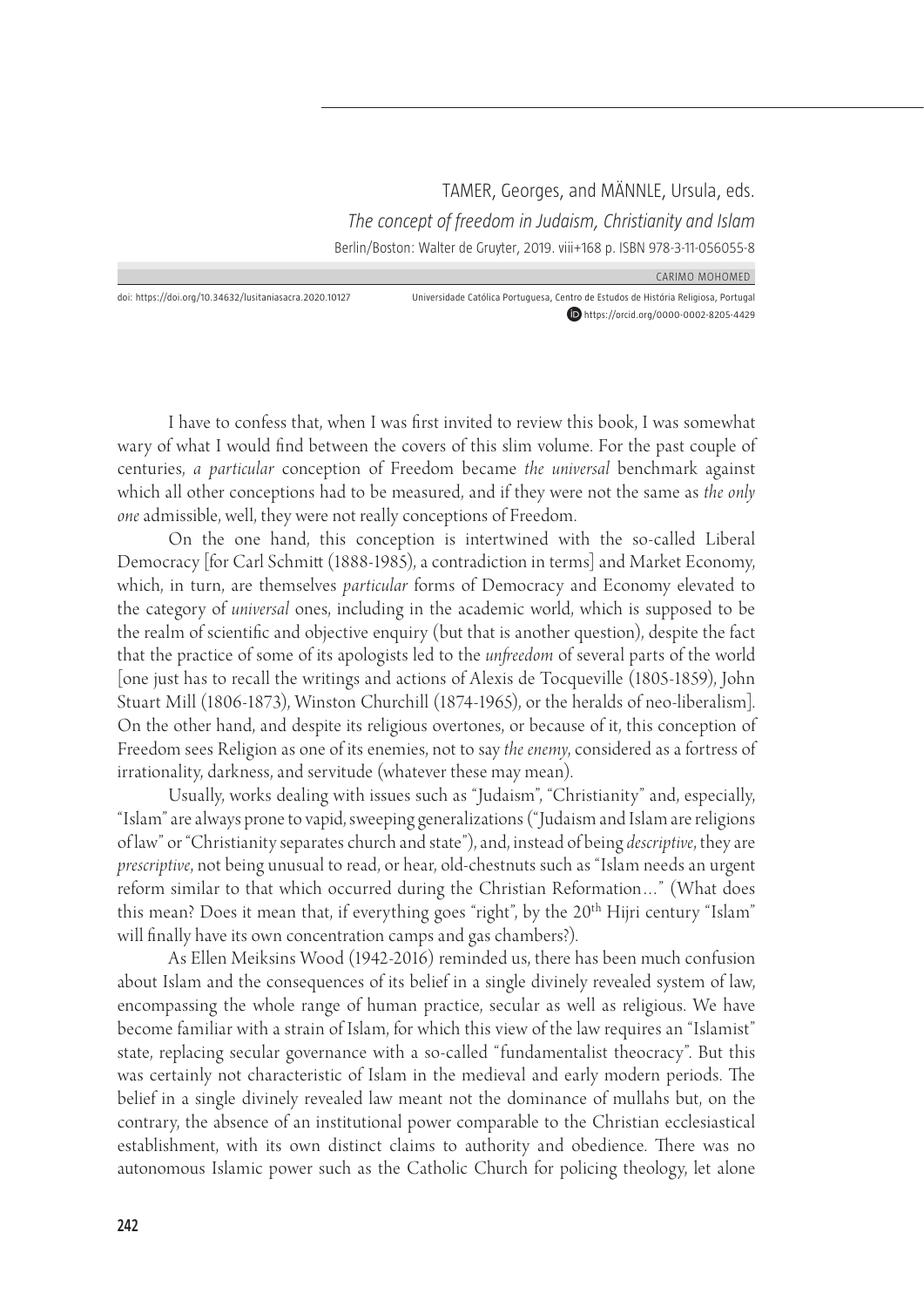TAMER, Georges, and MÄNNLE, Ursula, eds.

*The concept of freedom in Judaism, Christianity and Islam*

Berlin/Boston: Walter de Gruyter, 2019. viii+168 p. ISBN 978-3-11-056055-8

CARIMO MOHOMED

doi: https://doi.org/10.34632/lusitaniasacra.2020.10127

Universidade Católica Portuguesa, Centro de Estudos de História Religiosa, Portugal

https://orcid.org/0000-0002-8205-4429

I have to confess that, when I was first invited to review this book, I was somewhat wary of what I would find between the covers of this slim volume. For the past couple of centuries, *a particular* conception of Freedom became *the universal* benchmark against which all other conceptions had to be measured, and if they were not the same as *the only one* admissible, well, they were not really conceptions of Freedom.

On the one hand, this conception is intertwined with the so-called Liberal Democracy [for Carl Schmitt (1888-1985), a contradiction in terms] and Market Economy, which, in turn, are themselves *particular* forms of Democracy and Economy elevated to the category of *universal* ones, including in the academic world, which is supposed to be the realm of scientific and objective enquiry (but that is another question), despite the fact that the practice of some of its apologists led to the *unfreedom* of several parts of the world [one just has to recall the writings and actions of Alexis de Tocqueville (1805-1859), John Stuart Mill (1806-1873), Winston Churchill (1874-1965), or the heralds of neo-liberalism]. On the other hand, and despite its religious overtones, or because of it, this conception of Freedom sees Religion as one of its enemies, not to say *the enemy*, considered as a fortress of irrationality, darkness, and servitude (whatever these may mean).

Usually, works dealing with issues such as "Judaism", "Christianity" and, especially, "Islam" are always prone to vapid, sweeping generalizations ("Judaism and Islam are religions of law" or "Christianity separates church and state"), and, instead of being *descriptive*, they are *prescriptive*, not being unusual to read, or hear, old-chestnuts such as "Islam needs an urgent reform similar to that which occurred during the Christian Reformation…" (What does this mean? Does it mean that, if everything goes "right", by the 20th Hijri century "Islam" will finally have its own concentration camps and gas chambers?).

As Ellen Meiksins Wood (1942-2016) reminded us, there has been much confusion about Islam and the consequences of its belief in a single divinely revealed system of law, encompassing the whole range of human practice, secular as well as religious. We have become familiar with a strain of Islam, for which this view of the law requires an "Islamist" state, replacing secular governance with a so-called "fundamentalist theocracy". But this was certainly not characteristic of Islam in the medieval and early modern periods. The belief in a single divinely revealed law meant not the dominance of mullahs but, on the contrary, the absence of an institutional power comparable to the Christian ecclesiastical establishment, with its own distinct claims to authority and obedience. There was no autonomous Islamic power such as the Catholic Church for policing theology, let alone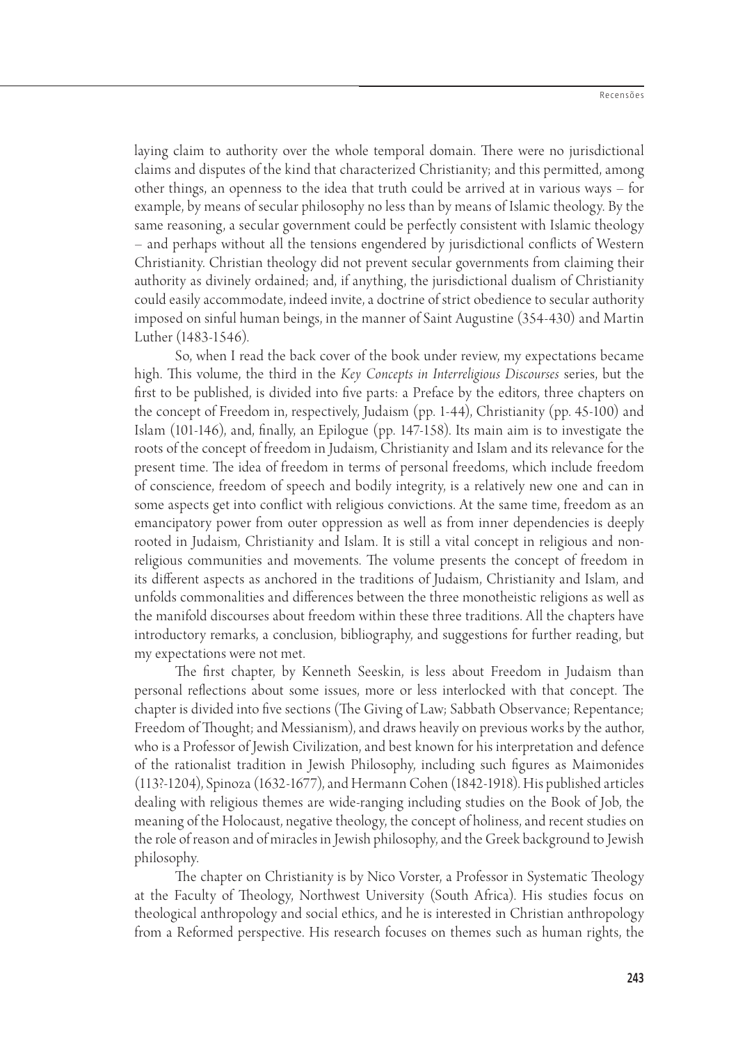laying claim to authority over the whole temporal domain. There were no jurisdictional claims and disputes of the kind that characterized Christianity; and this permitted, among other things, an openness to the idea that truth could be arrived at in various ways – for example, by means of secular philosophy no less than by means of Islamic theology. By the same reasoning, a secular government could be perfectly consistent with Islamic theology – and perhaps without all the tensions engendered by jurisdictional conflicts of Western Christianity. Christian theology did not prevent secular governments from claiming their authority as divinely ordained; and, if anything, the jurisdictional dualism of Christianity could easily accommodate, indeed invite, a doctrine of strict obedience to secular authority imposed on sinful human beings, in the manner of Saint Augustine (354-430) and Martin Luther (1483-1546).

So, when I read the back cover of the book under review, my expectations became high. This volume, the third in the *Key Concepts in Interreligious Discourses* series, but the first to be published, is divided into five parts: a Preface by the editors, three chapters on the concept of Freedom in, respectively, Judaism (pp. 1-44), Christianity (pp. 45-100) and Islam (101-146), and, finally, an Epilogue (pp. 147-158). Its main aim is to investigate the roots of the concept of freedom in Judaism, Christianity and Islam and its relevance for the present time. The idea of freedom in terms of personal freedoms, which include freedom of conscience, freedom of speech and bodily integrity, is a relatively new one and can in some aspects get into conflict with religious convictions. At the same time, freedom as an emancipatory power from outer oppression as well as from inner dependencies is deeply rooted in Judaism, Christianity and Islam. It is still a vital concept in religious and non-religious communities and movements. The volume presents the concept of freedom in its different aspects as anchored in the traditions of Judaism, Christianity and Islam, and unfolds commonalities and differences between the three monotheistic religions as well as the manifold discourses about freedom within these three traditions. All the chapters have introductory remarks, a conclusion, bibliography, and suggestions for further reading, but my expectations were not met.

The first chapter, by Kenneth Seeskin, is less about Freedom in Judaism than personal reflections about some issues, more or less interlocked with that concept. The chapter is divided into five sections (The Giving of Law; Sabbath Observance; Repentance; Freedom of Thought; and Messianism), and draws heavily on previous works by the author, who is a Professor of Jewish Civilization, and best known for his interpretation and defence of the rationalist tradition in Jewish Philosophy, including such figures as Maimonides (113?-1204), Spinoza (1632-1677), and Hermann Cohen (1842-1918). His published articles dealing with religious themes are wide-ranging including studies on the Book of Job, the meaning of the Holocaust, negative theology, the concept of holiness, and recent studies on the role of reason and of miracles in Jewish philosophy, and the Greek background to Jewish philosophy.

The chapter on Christianity is by Nico Vorster, a Professor in Systematic Theology at the Faculty of Theology, Northwest University (South Africa). His studies focus on theological anthropology and social ethics, and he is interested in Christian anthropology from a Reformed perspective. His research focuses on themes such as human rights, the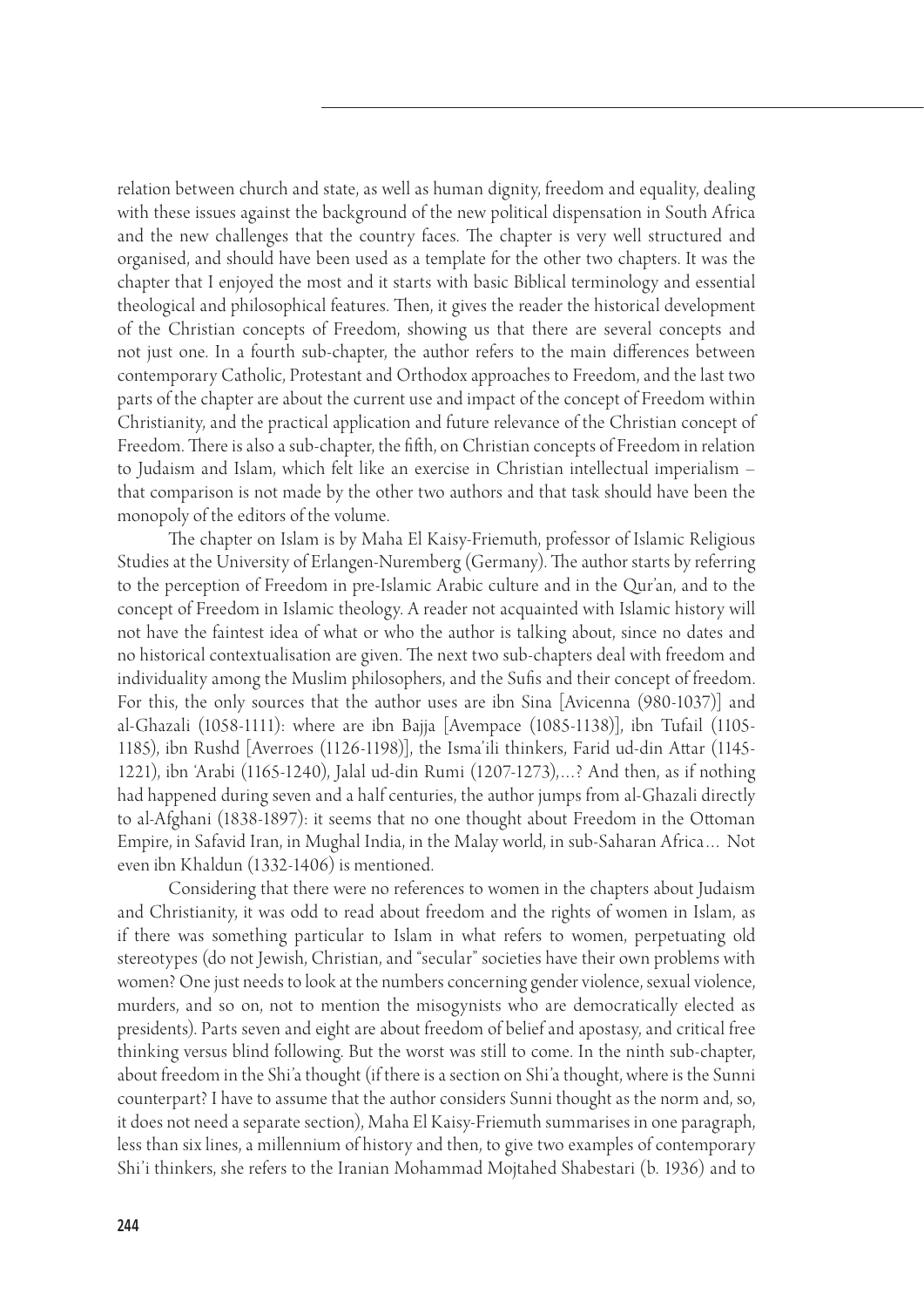relation between church and state, as well as human dignity, freedom and equality, dealing with these issues against the background of the new political dispensation in South Africa and the new challenges that the country faces. The chapter is very well structured and organised, and should have been used as a template for the other two chapters. It was the chapter that I enjoyed the most and it starts with basic Biblical terminology and essential theological and philosophical features. Then, it gives the reader the historical development of the Christian concepts of Freedom, showing us that there are several concepts and not just one. In a fourth sub-chapter, the author refers to the main differences between contemporary Catholic, Protestant and Orthodox approaches to Freedom, and the last two parts of the chapter are about the current use and impact of the concept of Freedom within Christianity, and the practical application and future relevance of the Christian concept of Freedom. There is also a sub-chapter, the fifth, on Christian concepts of Freedom in relation to Judaism and Islam, which felt like an exercise in Christian intellectual imperialism – that comparison is not made by the other two authors and that task should have been the monopoly of the editors of the volume.

The chapter on Islam is by Maha El Kaisy-Friemuth, professor of Islamic Religious Studies at the University of Erlangen-Nuremberg (Germany). The author starts by referring to the perception of Freedom in pre-Islamic Arabic culture and in the Qur'an, and to the concept of Freedom in Islamic theology. A reader not acquainted with Islamic history will not have the faintest idea of what or who the author is talking about, since no dates and no historical contextualisation are given. The next two sub-chapters deal with freedom and individuality among the Muslim philosophers, and the Sufis and their concept of freedom. For this, the only sources that the author uses are ibn Sina [Avicenna (980-1037)] and al-Ghazali (1058-1111): where are ibn Bajja [Avempace (1085-1138)], ibn Tufail (1105-1185), ibn Rushd [Averroes (1126-1198)], the Isma'ili thinkers, Farid ud-din Attar (1145-1221), ibn 'Arabi (1165-1240), Jalal ud-din Rumi (1207-1273),...? And then, as if nothing had happened during seven and a half centuries, the author jumps from al-Ghazali directly to al-Afghani (1838-1897): it seems that no one thought about Freedom in the Ottoman Empire, in Safavid Iran, in Mughal India, in the Malay world, in sub-Saharan Africa… Not even ibn Khaldun (1332-1406) is mentioned.

Considering that there were no references to women in the chapters about Judaism and Christianity, it was odd to read about freedom and the rights of women in Islam, as if there was something particular to Islam in what refers to women, perpetuating old stereotypes (do not Jewish, Christian, and "secular" societies have their own problems with women? One just needs to look at the numbers concerning gender violence, sexual violence, murders, and so on, not to mention the misogynists who are democratically elected as presidents). Parts seven and eight are about freedom of belief and apostasy, and critical free thinking versus blind following. But the worst was still to come. In the ninth sub-chapter, about freedom in the Shi'a thought (if there is a section on Shi'a thought, where is the Sunni counterpart? I have to assume that the author considers Sunni thought as the norm and, so, it does not need a separate section), Maha El Kaisy-Friemuth summarises in one paragraph, less than six lines, a millennium of history and then, to give two examples of contemporary Shi'i thinkers, she refers to the Iranian Mohammad Mojtahed Shabestari (b. 1936) and to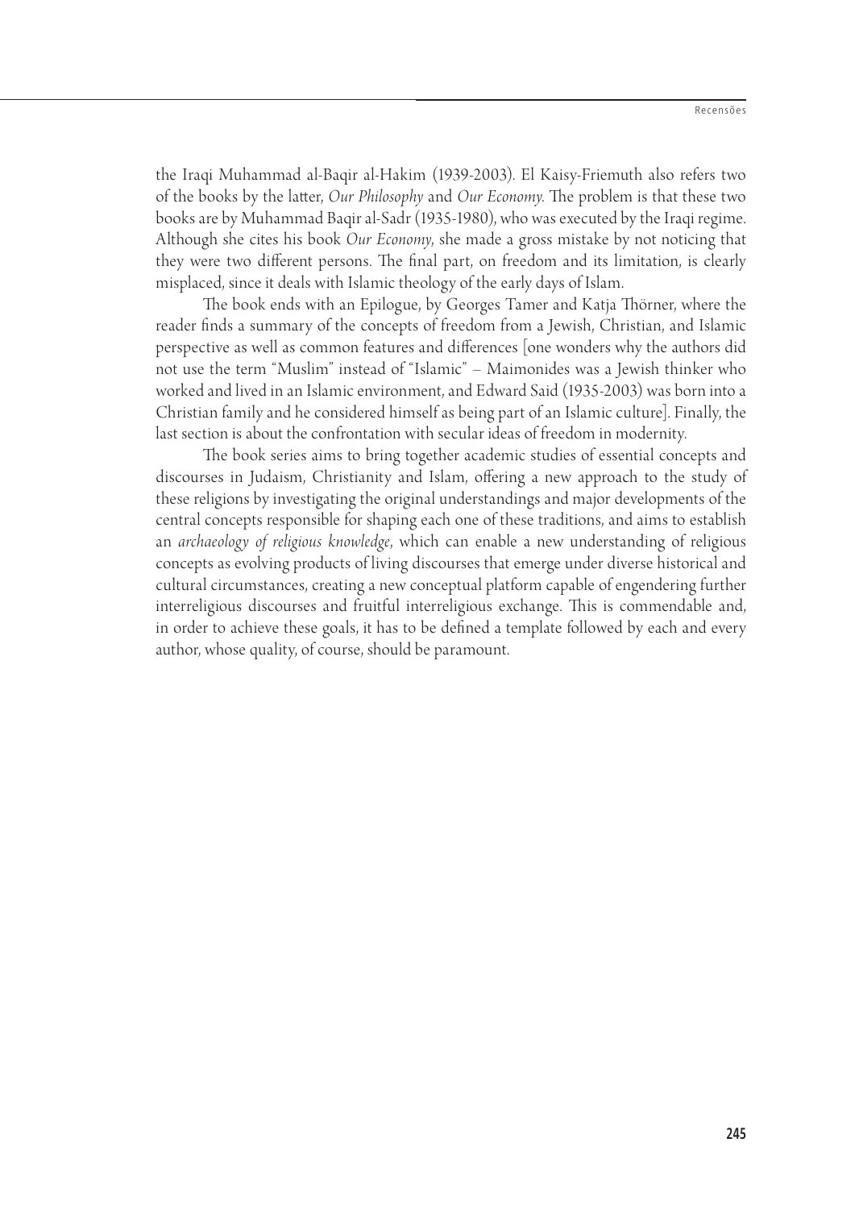the Iraqi Muhammad al-Baqir al-Hakim (1939-2003). El Kaisy-Friemuth also refers two of the books by the latter, *Our Philosophy* and *Our Economy*. The problem is that these two books are by Muhammad Baqir al-Sadr (1935-1980), who was executed by the Iraqi regime. Although she cites his book *Our Economy*, she made a gross mistake by not noticing that they were two different persons. The final part, on freedom and its limitation, is clearly misplaced, since it deals with Islamic theology of the early days of Islam.

The book ends with an Epilogue, by Georges Tamer and Katja Thörner, where the reader finds a summary of the concepts of freedom from a Jewish, Christian, and Islamic perspective as well as common features and differences [one wonders why the authors did not use the term "Muslim" instead of "Islamic" – Maimonides was a Jewish thinker who worked and lived in an Islamic environment, and Edward Said (1935-2003) was born into a Christian family and he considered himself as being part of an Islamic culture]. Finally, the last section is about the confrontation with secular ideas of freedom in modernity.

The book series aims to bring together academic studies of essential concepts and discourses in Judaism, Christianity and Islam, offering a new approach to the study of these religions by investigating the original understandings and major developments of the central concepts responsible for shaping each one of these traditions, and aims to establish an *archaeology of religious knowledge*, which can enable a new understanding of religious concepts as evolving products of living discourses that emerge under diverse historical and cultural circumstances, creating a new conceptual platform capable of engendering further interreligious discourses and fruitful interreligious exchange. This is commendable and, in order to achieve these goals, it has to be defined a template followed by each and every author, whose quality, of course, should be paramount.